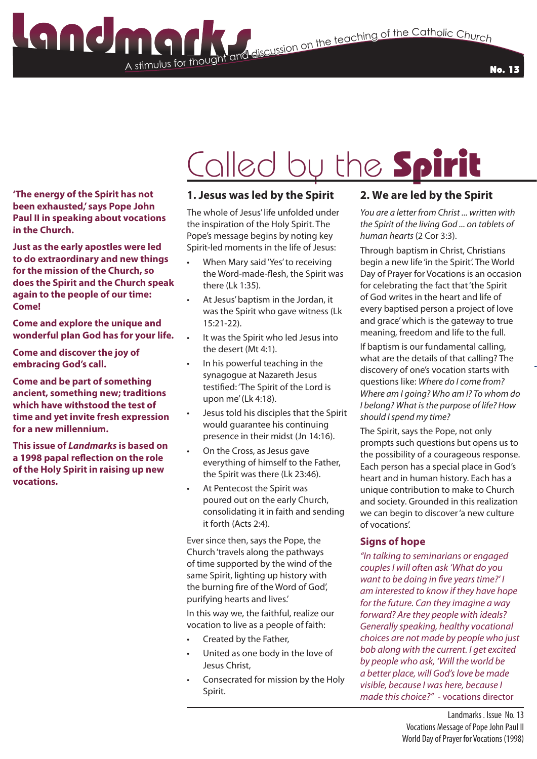# Landmarks

A stimulus for thought and discussion on the teaching of the Catholic Church

No. 13

# Called by the **Spirit**

**'The energy of the Spirit has not been exhausted,' says Pope John Paul II in speaking about vocations in the Church.**

**Just as the early apostles were led to do extraordinary and new things for the mission of the Church, so does the Spirit and the Church speak again to the people of our time: Come!**

**Come and explore the unique and wonderful plan God has for your life.**

**Come and discover the joy of embracing God's call.**

**Come and be part of something ancient, something new; traditions which have withstood the test of time and yet invite fresh expression for a new millennium.**

**This issue of *Landmarks* is based on a 1998 papal reflection on the role of the Holy Spirit in raising up new vocations.**

## 1. Jesus was led by the Spirit

The whole of Jesus' life unfolded under the inspiration of the Holy Spirit. The Pope's message begins by noting key Spirit-led moments in the life of Jesus:

- When Mary said 'Yes' to receiving the Word-made-flesh, the Spirit was there (Lk 1:35).
- At Jesus' baptism in the Jordan, it was the Spirit who gave witness (Lk 15:21-22).
- It was the Spirit who led Jesus into the desert (Mt 4:1).
- In his powerful teaching in the synagogue at Nazareth Jesus testified: 'The Spirit of the Lord is upon me' (Lk 4:18).
- Jesus told his disciples that the Spirit would guarantee his continuing presence in their midst (Jn 14:16).
- On the Cross, as Jesus gave everything of himself to the Father, the Spirit was there (Lk 23:46).
- At Pentecost the Spirit was poured out on the early Church, consolidating it in faith and sending it forth (Acts 2:4).

Ever since then, says the Pope, the Church 'travels along the pathways of time supported by the wind of the same Spirit, lighting up history with the burning fire of the Word of God', purifying hearts and lives.'

In this way we, the faithful, realize our vocation to live as a people of faith:

- Created by the Father,
- United as one body in the love of Jesus Christ,
- Consecrated for mission by the Holy Spirit.

## 2. We are led by the Spirit

*You are a letter from Christ ... written with the Spirit of the living God ... on tablets of human hearts* (2 Cor 3:3).

Through baptism in Christ, Christians begin a new life 'in the Spirit'. The World Day of Prayer for Vocations is an occasion for celebrating the fact that 'the Spirit of God writes in the heart and life of every baptised person a project of love and grace' which is the gateway to true meaning, freedom and life to the full.

If baptism is our fundamental calling, what are the details of that calling? The discovery of one's vocation starts with questions like: *Where do I come from? Where am I going? Who am I? To whom do I belong? What is the purpose of life? How should I spend my time?*

The Spirit, says the Pope, not only prompts such questions but opens us to the possibility of a courageous response. Each person has a special place in God's heart and in human history. Each has a unique contribution to make to Church and society. Grounded in this realization we can begin to discover 'a new culture of vocations'.

### Signs of hope

*"In talking to seminarians or engaged couples I will often ask 'What do you want to be doing in five years time?' I am interested to know if they have hope for the future. Can they imagine a way forward? Are they people with ideals? Generally speaking, healthy vocational choices are not made by people who just bob along with the current. I get excited by people who ask, 'Will the world be a better place, will God's love be made visible, because I was here, because I made this choice?"* - vocations director

Landmarks . Issue No. 13
Vocations Message of Pope John Paul II
World Day of Prayer for Vocations (1998)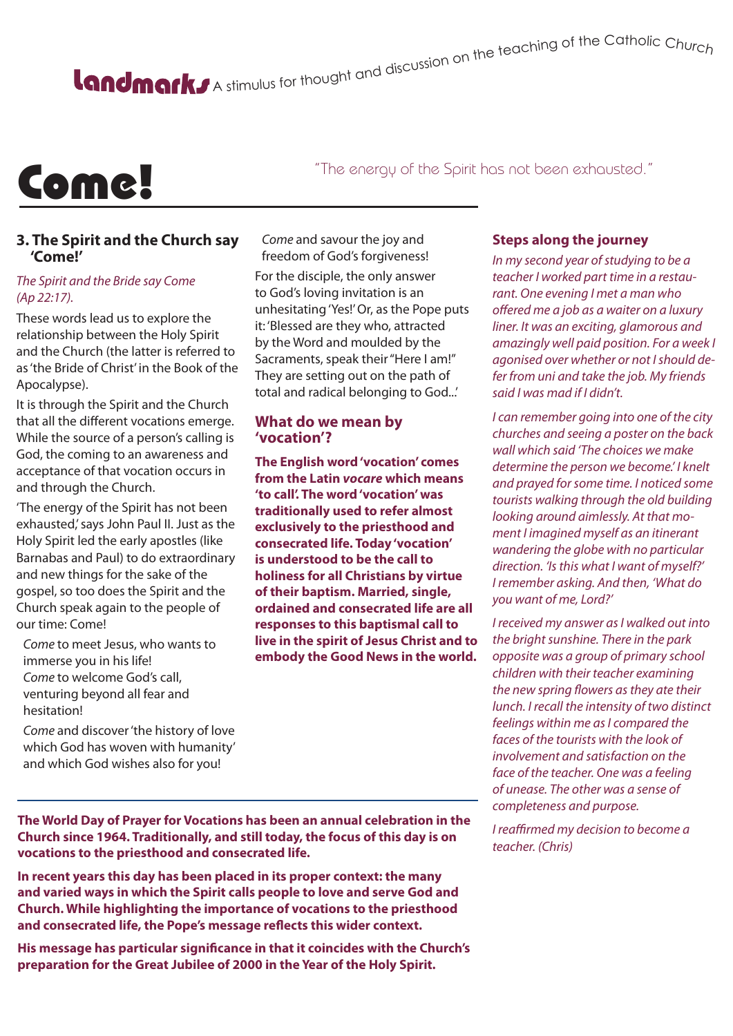**Landmarks** A stimulus for thought and discussion on the teaching of the Catholic Church

# Come!

"The energy of the Spirit has not been exhausted."

## 3. The Spirit and the Church say 'Come!'

*The Spirit and the Bride say Come (Ap 22:17).*

These words lead us to explore the relationship between the Holy Spirit and the Church (the latter is referred to as 'the Bride of Christ' in the Book of the Apocalypse).

It is through the Spirit and the Church that all the different vocations emerge. While the source of a person's calling is God, the coming to an awareness and acceptance of that vocation occurs in and through the Church.

'The energy of the Spirit has not been exhausted,' says John Paul II. Just as the Holy Spirit led the early apostles (like Barnabas and Paul) to do extraordinary and new things for the sake of the gospel, so too does the Spirit and the Church speak again to the people of our time: Come!

*Come* to meet Jesus, who wants to immerse you in his life!
*Come* to welcome God's call, venturing beyond all fear and hesitation!

*Come* and discover 'the history of love which God has woven with humanity' and which God wishes also for you!

*Come* and savour the joy and freedom of God's forgiveness!

For the disciple, the only answer to God's loving invitation is an unhesitating 'Yes!' Or, as the Pope puts it: 'Blessed are they who, attracted by the Word and moulded by the Sacraments, speak their "Here I am!" They are setting out on the path of total and radical belonging to God...'

## What do we mean by 'vocation'?

**The English word 'vocation' comes from the Latin *vocare* which means 'to call'. The word 'vocation' was traditionally used to refer almost exclusively to the priesthood and consecrated life. Today 'vocation' is understood to be the call to holiness for all Christians by virtue of their baptism. Married, single, ordained and consecrated life are all responses to this baptismal call to live in the spirit of Jesus Christ and to embody the Good News in the world.**

**The World Day of Prayer for Vocations has been an annual celebration in the Church since 1964. Traditionally, and still today, the focus of this day is on vocations to the priesthood and consecrated life.**

**In recent years this day has been placed in its proper context: the many and varied ways in which the Spirit calls people to love and serve God and Church. While highlighting the importance of vocations to the priesthood and consecrated life, the Pope's message reflects this wider context.**

**His message has particular significance in that it coincides with the Church's preparation for the Great Jubilee of 2000 in the Year of the Holy Spirit.**

## Steps along the journey

*In my second year of studying to be a teacher I worked part time in a restaurant. One evening I met a man who offered me a job as a waiter on a luxury liner. It was an exciting, glamorous and amazingly well paid position. For a week I agonised over whether or not I should defer from uni and take the job. My friends said I was mad if I didn't.*

*I can remember going into one of the city churches and seeing a poster on the back wall which said 'The choices we make determine the person we become.' I knelt and prayed for some time. I noticed some tourists walking through the old building looking around aimlessly. At that moment I imagined myself as an itinerant wandering the globe with no particular direction. 'Is this what I want of myself?' I remember asking. And then, 'What do you want of me, Lord?'*

*I received my answer as I walked out into the bright sunshine. There in the park opposite was a group of primary school children with their teacher examining the new spring flowers as they ate their lunch. I recall the intensity of two distinct feelings within me as I compared the faces of the tourists with the look of involvement and satisfaction on the face of the teacher. One was a feeling of unease. The other was a sense of completeness and purpose.*

*I reaffirmed my decision to become a teacher. (Chris)*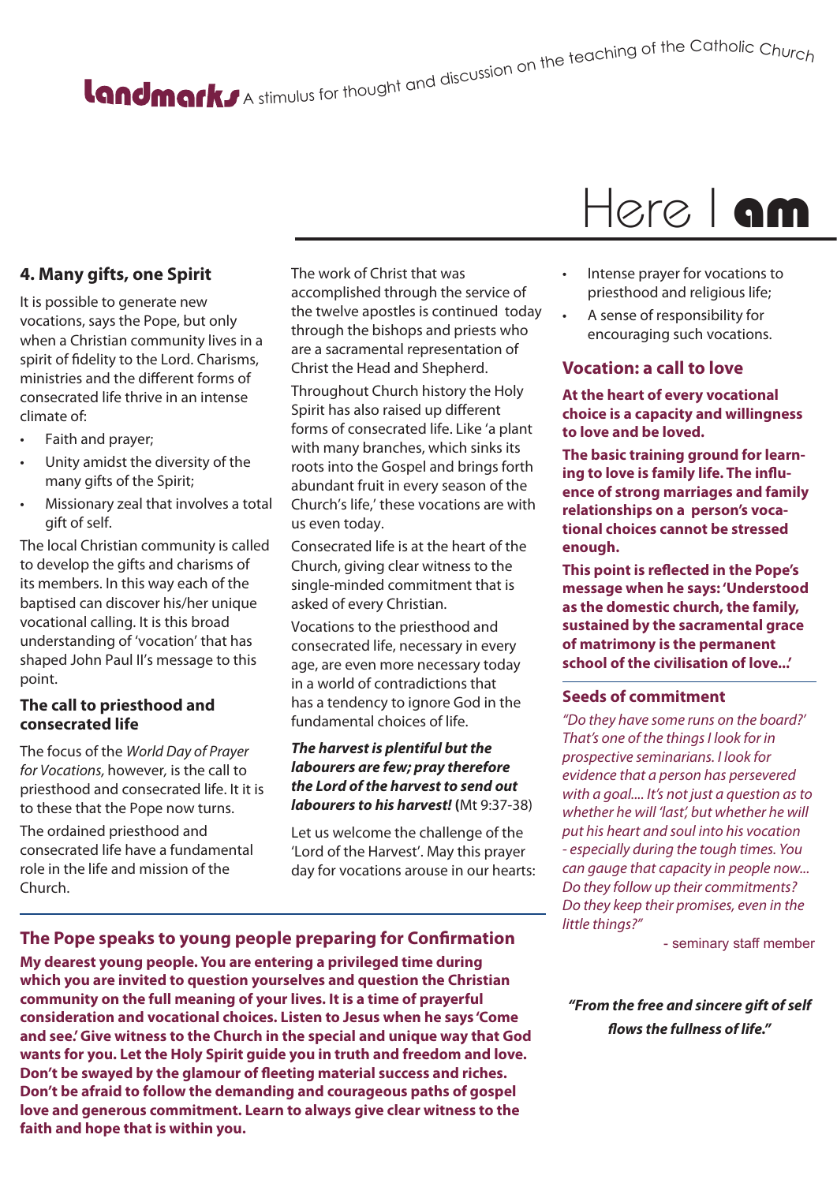# Here I am

## 4. Many gifts, one Spirit

It is possible to generate new vocations, says the Pope, but only when a Christian community lives in a spirit of fidelity to the Lord. Charisms, ministries and the different forms of consecrated life thrive in an intense climate of:

- Faith and prayer;
- Unity amidst the diversity of the many gifts of the Spirit;
- Missionary zeal that involves a total gift of self.

The local Christian community is called to develop the gifts and charisms of its members. In this way each of the baptised can discover his/her unique vocational calling. It is this broad understanding of 'vocation' that has shaped John Paul II's message to this point.

### The call to priesthood and consecrated life

The focus of the *World Day of Prayer for Vocations,* however, is the call to priesthood and consecrated life. It it is to these that the Pope now turns.

The ordained priesthood and consecrated life have a fundamental role in the life and mission of the Church.

The work of Christ that was accomplished through the service of the twelve apostles is continued today through the bishops and priests who are a sacramental representation of Christ the Head and Shepherd.

Throughout Church history the Holy Spirit has also raised up different forms of consecrated life. Like 'a plant with many branches, which sinks its roots into the Gospel and brings forth abundant fruit in every season of the Church's life,' these vocations are with us even today.

Consecrated life is at the heart of the Church, giving clear witness to the single-minded commitment that is asked of every Christian.

Vocations to the priesthood and consecrated life, necessary in every age, are even more necessary today in a world of contradictions that has a tendency to ignore God in the fundamental choices of life.

***The harvest is plentiful but the labourers are few; pray therefore the Lord of the harvest to send out labourers to his harvest!*** **(**Mt 9:37-38)

Let us welcome the challenge of the 'Lord of the Harvest'. May this prayer day for vocations arouse in our hearts:

- Intense prayer for vocations to priesthood and religious life;
- A sense of responsibility for encouraging such vocations.

### Vocation: a call to love

**At the heart of every vocational choice is a capacity and willingness to love and be loved.**

**The basic training ground for learning to love is family life. The influence of strong marriages and family relationships on a person's vocational choices cannot be stressed enough.**

**This point is reflected in the Pope's message when he says: 'Understood as the domestic church, the family, sustained by the sacramental grace of matrimony is the permanent school of the civilisation of love...'**

### Seeds of commitment

*"Do they have some runs on the board?' That's one of the things I look for in prospective seminarians. I look for evidence that a person has persevered with a goal.... It's not just a question as to whether he will 'last', but whether he will put his heart and soul into his vocation - especially during the tough times. You can gauge that capacity in people now... Do they follow up their commitments? Do they keep their promises, even in the little things?"*

- seminary staff member

***"From the free and sincere gift of self flows the fullness of life."***

## The Pope speaks to young people preparing for Confirmation

**My dearest young people. You are entering a privileged time during which you are invited to question yourselves and question the Christian community on the full meaning of your lives. It is a time of prayerful consideration and vocational choices. Listen to Jesus when he says 'Come and see.' Give witness to the Church in the special and unique way that God wants for you. Let the Holy Spirit guide you in truth and freedom and love. Don't be swayed by the glamour of fleeting material success and riches. Don't be afraid to follow the demanding and courageous paths of gospel love and generous commitment. Learn to always give clear witness to the faith and hope that is within you.**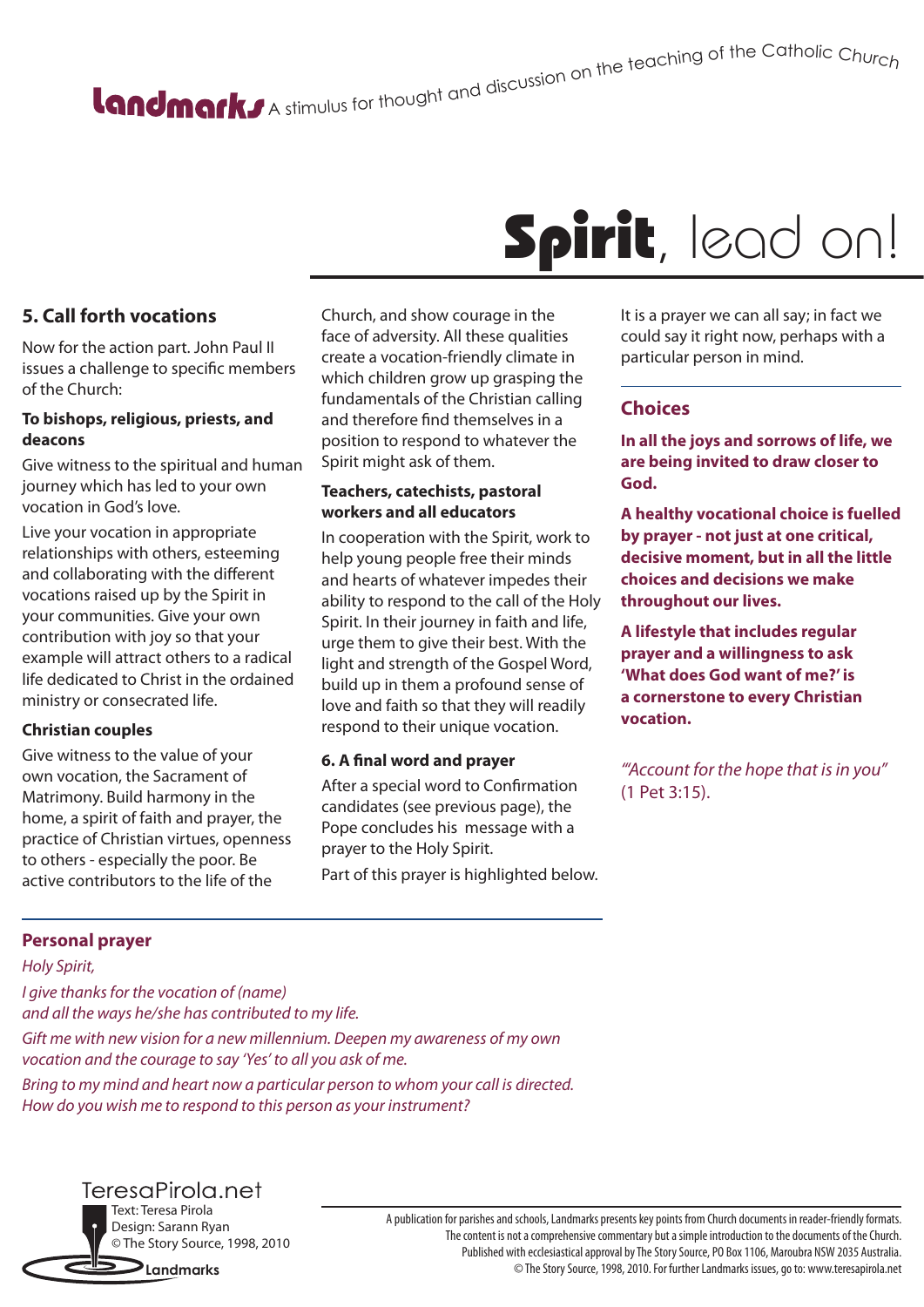# Spirit, lead on!

## 5. Call forth vocations

Now for the action part. John Paul II issues a challenge to specific members of the Church:

**To bishops, religious, priests, and deacons**

Give witness to the spiritual and human journey which has led to your own vocation in God's love.

Live your vocation in appropriate relationships with others, esteeming and collaborating with the different vocations raised up by the Spirit in your communities. Give your own contribution with joy so that your example will attract others to a radical life dedicated to Christ in the ordained ministry or consecrated life.

**Christian couples**

Give witness to the value of your own vocation, the Sacrament of Matrimony. Build harmony in the home, a spirit of faith and prayer, the practice of Christian virtues, openness to others - especially the poor. Be active contributors to the life of the Church, and show courage in the face of adversity. All these qualities create a vocation-friendly climate in which children grow up grasping the fundamentals of the Christian calling and therefore find themselves in a position to respond to whatever the Spirit might ask of them.

**Teachers, catechists, pastoral workers and all educators**

In cooperation with the Spirit, work to help young people free their minds and hearts of whatever impedes their ability to respond to the call of the Holy Spirit. In their journey in faith and life, urge them to give their best. With the light and strength of the Gospel Word, build up in them a profound sense of love and faith so that they will readily respond to their unique vocation.

## 6. A final word and prayer

After a special word to Confirmation candidates (see previous page), the Pope concludes his message with a prayer to the Holy Spirit.

Part of this prayer is highlighted below.

It is a prayer we can all say; in fact we could say it right now, perhaps with a particular person in mind.

### Personal prayer

*Holy Spirit,*

*I give thanks for the vocation of (name)*
*and all the ways he/she has contributed to my life.*

*Gift me with new vision for a new millennium. Deepen my awareness of my own vocation and the courage to say 'Yes' to all you ask of me.*

*Bring to my mind and heart now a particular person to whom your call is directed. How do you wish me to respond to this person as your instrument?*

## Choices

**In all the joys and sorrows of life, we are being invited to draw closer to God.**

**A healthy vocational choice is fuelled by prayer - not just at one critical, decisive moment, but in all the little choices and decisions we make throughout our lives.**

**A lifestyle that includes regular prayer and a willingness to ask 'What does God want of me?' is a cornerstone to every Christian vocation.**

*"Account for the hope that is in you"* (1 Pet 3:15).

TeresaPirola.net
Text: Teresa Pirola
Design: Sarann Ryan
© The Story Source, 1998, 2010
Landmarks

A publication for parishes and schools, Landmarks presents key points from Church documents in reader-friendly formats. The content is not a comprehensive commentary but a simple introduction to the documents of the Church. Published with ecclesiastical approval by The Story Source, PO Box 1106, Maroubra NSW 2035 Australia. © The Story Source, 1998, 2010. For further Landmarks issues, go to: www.teresapirola.net